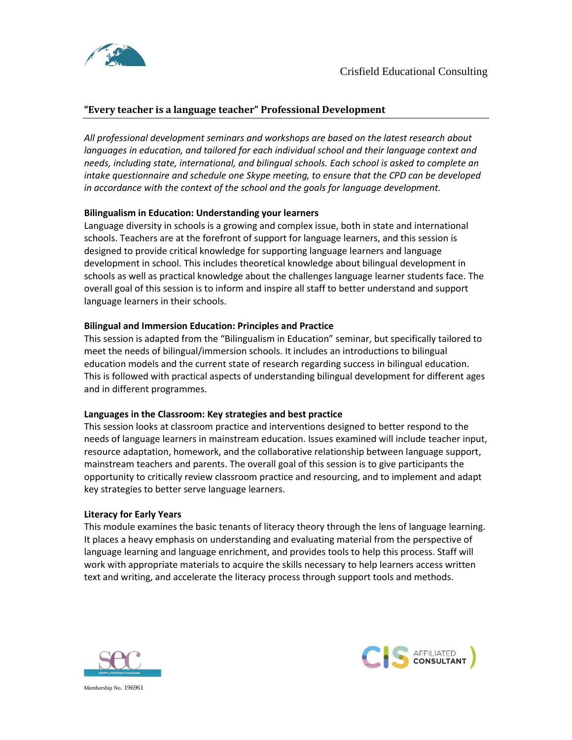Crisfield Educational Consulting

## "Every teacher is a language teacher" Professional Development

*All professional development seminars and workshops are based on the latest research about languages in education, and tailored for each individual school and their language context and needs, including state, international, and bilingual schools. Each school is asked to complete an intake questionnaire and schedule one Skype meeting, to ensure that the CPD can be developed in accordance with the context of the school and the goals for language development.*

**Bilingualism in Education: Understanding your learners**

Language diversity in schools is a growing and complex issue, both in state and international schools. Teachers are at the forefront of support for language learners, and this session is designed to provide critical knowledge for supporting language learners and language development in school. This includes theoretical knowledge about bilingual development in schools as well as practical knowledge about the challenges language learner students face. The overall goal of this session is to inform and inspire all staff to better understand and support language learners in their schools.

**Bilingual and Immersion Education: Principles and Practice**

This session is adapted from the "Bilingualism in Education" seminar, but specifically tailored to meet the needs of bilingual/immersion schools. It includes an introductions to bilingual education models and the current state of research regarding success in bilingual education. This is followed with practical aspects of understanding bilingual development for different ages and in different programmes.

**Languages in the Classroom: Key strategies and best practice**

This session looks at classroom practice and interventions designed to better respond to the needs of language learners in mainstream education. Issues examined will include teacher input, resource adaptation, homework, and the collaborative relationship between language support, mainstream teachers and parents. The overall goal of this session is to give participants the opportunity to critically review classroom practice and resourcing, and to implement and adapt key strategies to better serve language learners.

**Literacy for Early Years**

This module examines the basic tenants of literacy theory through the lens of language learning. It places a heavy emphasis on understanding and evaluating material from the perspective of language learning and language enrichment, and provides tools to help this process. Staff will work with appropriate materials to acquire the skills necessary to help learners access written text and writing, and accelerate the literacy process through support tools and methods.

Membership No. 196961

CIS AFFILIATED CONSULTANT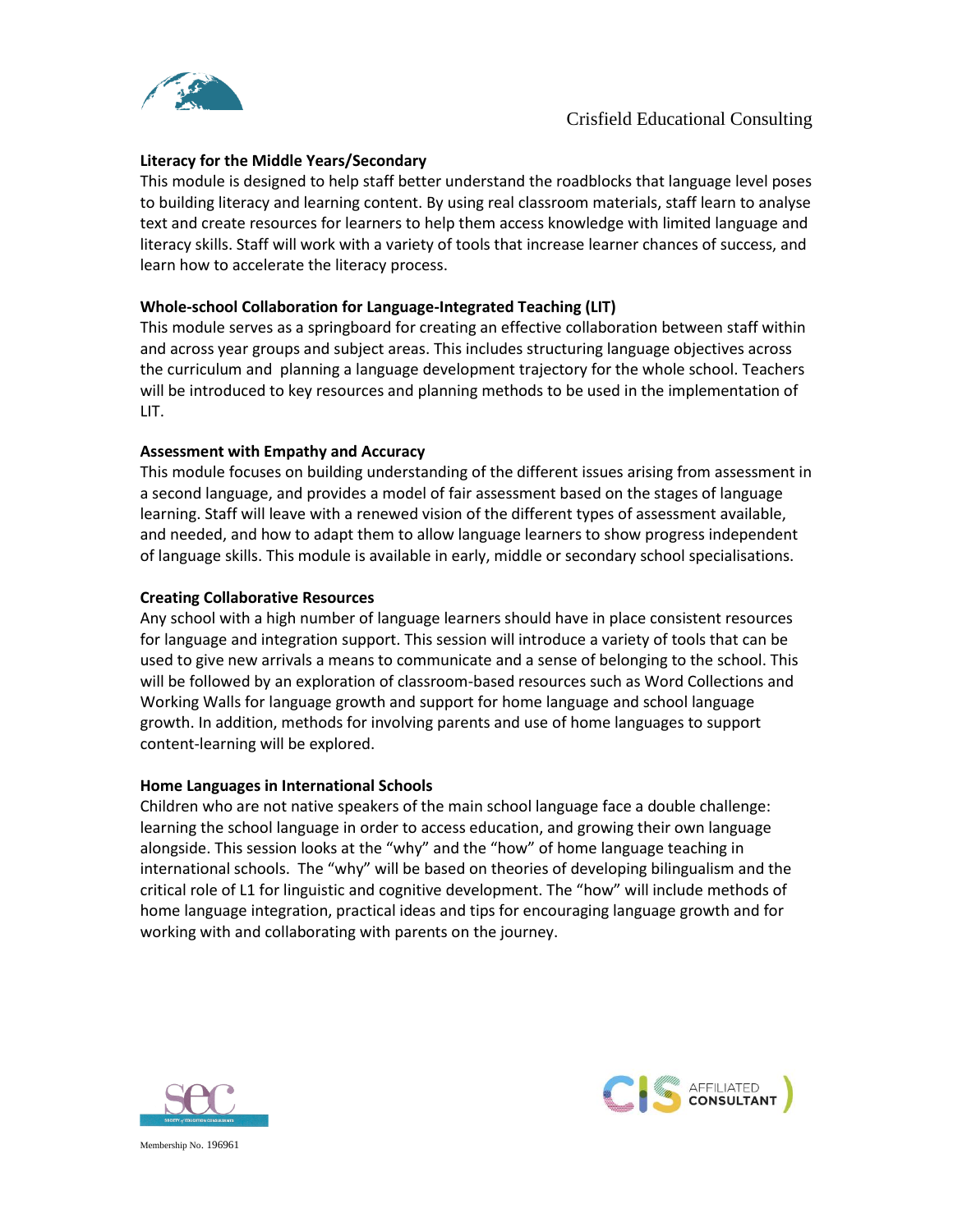### Literacy for the Middle Years/Secondary

This module is designed to help staff better understand the roadblocks that language level poses to building literacy and learning content. By using real classroom materials, staff learn to analyse text and create resources for learners to help them access knowledge with limited language and literacy skills. Staff will work with a variety of tools that increase learner chances of success, and learn how to accelerate the literacy process.

### Whole-school Collaboration for Language-Integrated Teaching (LIT)

This module serves as a springboard for creating an effective collaboration between staff within and across year groups and subject areas. This includes structuring language objectives across the curriculum and planning a language development trajectory for the whole school. Teachers will be introduced to key resources and planning methods to be used in the implementation of LIT.

### Assessment with Empathy and Accuracy

This module focuses on building understanding of the different issues arising from assessment in a second language, and provides a model of fair assessment based on the stages of language learning. Staff will leave with a renewed vision of the different types of assessment available, and needed, and how to adapt them to allow language learners to show progress independent of language skills. This module is available in early, middle or secondary school specialisations.

### Creating Collaborative Resources

Any school with a high number of language learners should have in place consistent resources for language and integration support. This session will introduce a variety of tools that can be used to give new arrivals a means to communicate and a sense of belonging to the school. This will be followed by an exploration of classroom-based resources such as Word Collections and Working Walls for language growth and support for home language and school language growth. In addition, methods for involving parents and use of home languages to support content-learning will be explored.

### Home Languages in International Schools

Children who are not native speakers of the main school language face a double challenge: learning the school language in order to access education, and growing their own language alongside. This session looks at the "why" and the "how" of home language teaching in international schools. The "why" will be based on theories of developing bilingualism and the critical role of L1 for linguistic and cognitive development. The "how" will include methods of home language integration, practical ideas and tips for encouraging language growth and for working with and collaborating with parents on the journey.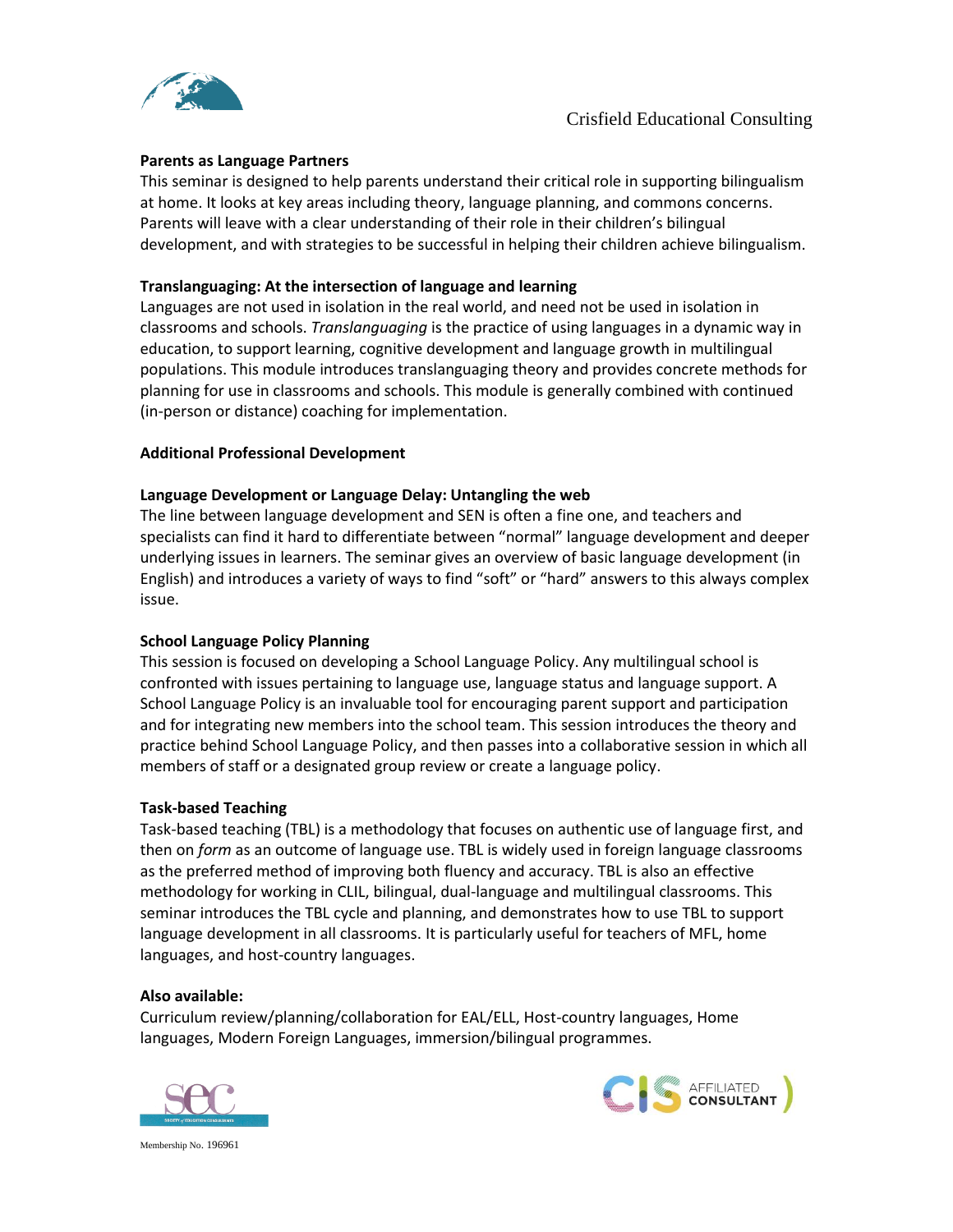Crisfield Educational Consulting

**Parents as Language Partners**

This seminar is designed to help parents understand their critical role in supporting bilingualism at home. It looks at key areas including theory, language planning, and commons concerns. Parents will leave with a clear understanding of their role in their children's bilingual development, and with strategies to be successful in helping their children achieve bilingualism.

**Translanguaging: At the intersection of language and learning**

Languages are not used in isolation in the real world, and need not be used in isolation in classrooms and schools. *Translanguaging* is the practice of using languages in a dynamic way in education, to support learning, cognitive development and language growth in multilingual populations. This module introduces translanguaging theory and provides concrete methods for planning for use in classrooms and schools. This module is generally combined with continued (in-person or distance) coaching for implementation.

**Additional Professional Development**

**Language Development or Language Delay: Untangling the web**

The line between language development and SEN is often a fine one, and teachers and specialists can find it hard to differentiate between "normal" language development and deeper underlying issues in learners. The seminar gives an overview of basic language development (in English) and introduces a variety of ways to find "soft" or "hard" answers to this always complex issue.

**School Language Policy Planning**

This session is focused on developing a School Language Policy. Any multilingual school is confronted with issues pertaining to language use, language status and language support. A School Language Policy is an invaluable tool for encouraging parent support and participation and for integrating new members into the school team. This session introduces the theory and practice behind School Language Policy, and then passes into a collaborative session in which all members of staff or a designated group review or create a language policy.

**Task-based Teaching**

Task-based teaching (TBL) is a methodology that focuses on authentic use of language first, and then on *form* as an outcome of language use. TBL is widely used in foreign language classrooms as the preferred method of improving both fluency and accuracy. TBL is also an effective methodology for working in CLIL, bilingual, dual-language and multilingual classrooms. This seminar introduces the TBL cycle and planning, and demonstrates how to use TBL to support language development in all classrooms. It is particularly useful for teachers of MFL, home languages, and host-country languages.

**Also available:**

Curriculum review/planning/collaboration for EAL/ELL, Host-country languages, Home languages, Modern Foreign Languages, immersion/bilingual programmes.

Membership No. 196961

AFFILIATED CONSULTANT